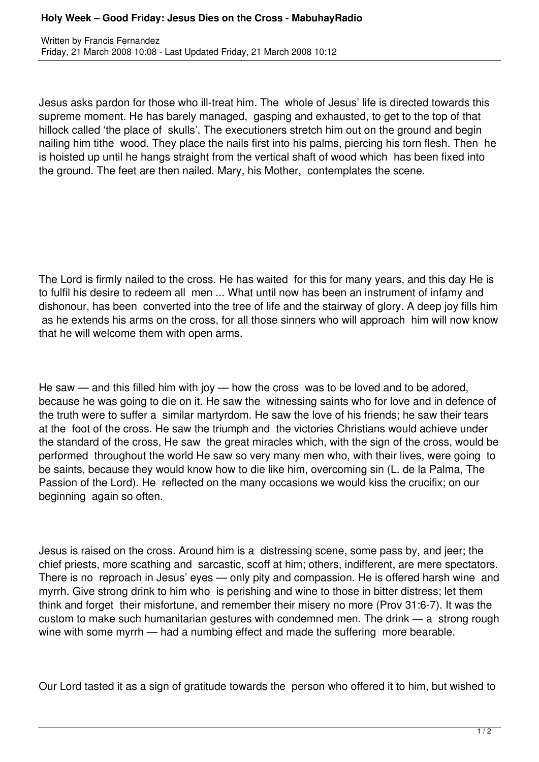# Holy Week – Good Friday: Jesus Dies on the Cross - MabuhayRadio

Written by Francis Fernandez
Friday, 21 March 2008 10:08 - Last Updated Friday, 21 March 2008 10:12

Jesus asks pardon for those who ill-treat him. The whole of Jesus' life is directed towards this supreme moment. He has barely managed, gasping and exhausted, to get to the top of that hillock called 'the place of skulls'. The executioners stretch him out on the ground and begin nailing him tithe wood. They place the nails first into his palms, piercing his torn flesh. Then he is hoisted up until he hangs straight from the vertical shaft of wood which has been fixed into the ground. The feet are then nailed. Mary, his Mother, contemplates the scene.

The Lord is firmly nailed to the cross. He has waited for this for many years, and this day He is to fulfil his desire to redeem all men ... What until now has been an instrument of infamy and dishonour, has been converted into the tree of life and the stairway of glory. A deep joy fills him as he extends his arms on the cross, for all those sinners who will approach him will now know that he will welcome them with open arms.

He saw — and this filled him with joy — how the cross was to be loved and to be adored, because he was going to die on it. He saw the witnessing saints who for love and in defence of the truth were to suffer a similar martyrdom. He saw the love of his friends; he saw their tears at the foot of the cross. He saw the triumph and the victories Christians would achieve under the standard of the cross, He saw the great miracles which, with the sign of the cross, would be performed throughout the world He saw so very many men who, with their lives, were going to be saints, because they would know how to die like him, overcoming sin (L. de la Palma, The Passion of the Lord). He reflected on the many occasions we would kiss the crucifix; on our beginning again so often.

Jesus is raised on the cross. Around him is a distressing scene, some pass by, and jeer; the chief priests, more scathing and sarcastic, scoff at him; others, indifferent, are mere spectators. There is no reproach in Jesus' eyes — only pity and compassion. He is offered harsh wine and myrrh. Give strong drink to him who is perishing and wine to those in bitter distress; let them think and forget their misfortune, and remember their misery no more (Prov 31:6-7). It was the custom to make such humanitarian gestures with condemned men. The drink — a strong rough wine with some myrrh — had a numbing effect and made the suffering more bearable.

Our Lord tasted it as a sign of gratitude towards the person who offered it to him, but wished to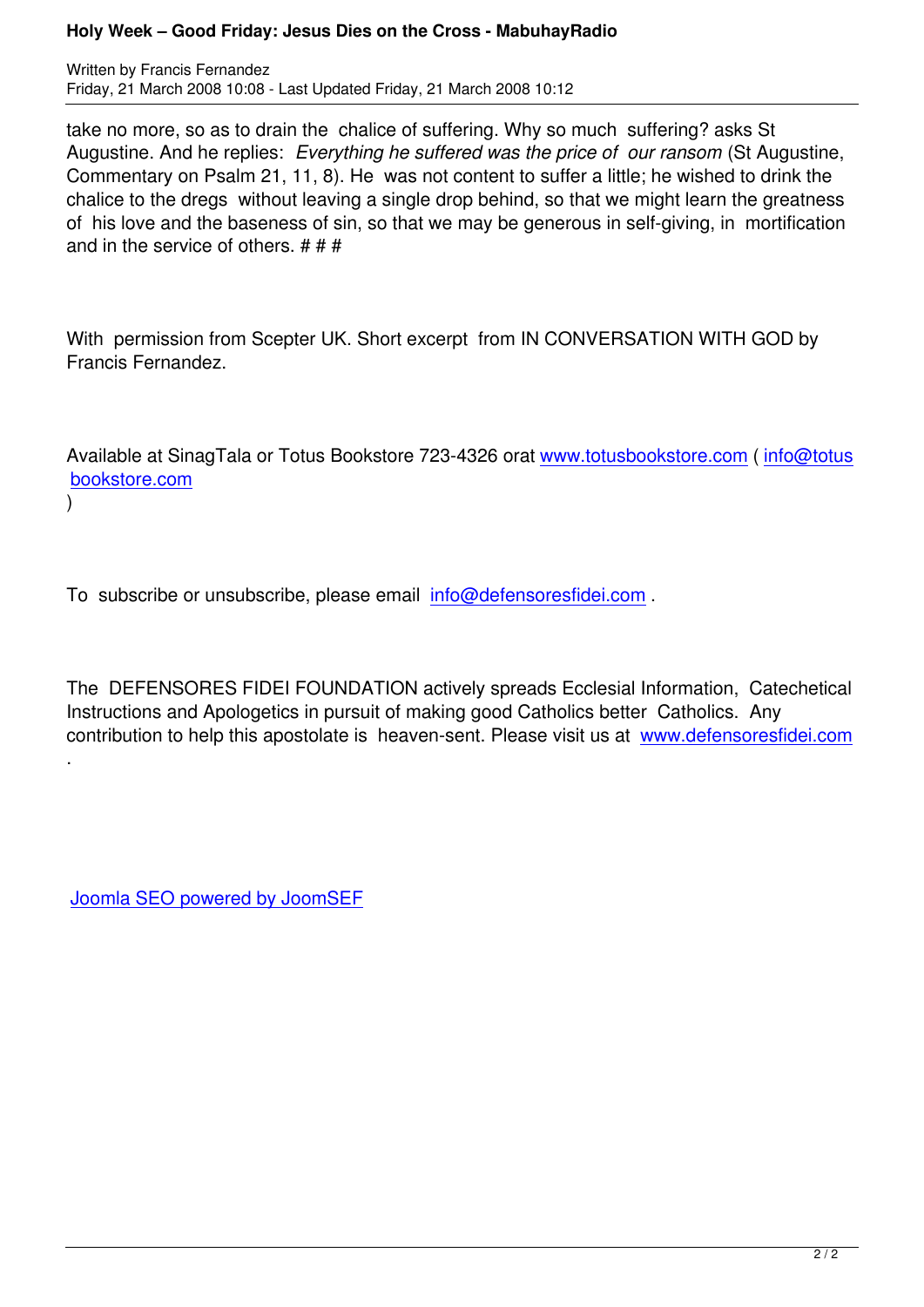take no more, so as to drain the chalice of suffering. Why so much suffering? asks St Augustine. And he replies: *Everything he suffered was the price of our ransom* (St Augustine, Commentary on Psalm 21, 11, 8). He was not content to suffer a little; he wished to drink the chalice to the dregs without leaving a single drop behind, so that we might learn the greatness of his love and the baseness of sin, so that we may be generous in self-giving, in mortification and in the service of others. # # #

With permission from Scepter UK. Short excerpt from IN CONVERSATION WITH GOD by Francis Fernandez.

Available at SinagTala or Totus Bookstore 723-4326 orat www.totusbookstore.com ( info@totusbookstore.com )

To subscribe or unsubscribe, please email info@defensoresfidei.com .

The DEFENSORES FIDEI FOUNDATION actively spreads Ecclesial Information, Catechetical Instructions and Apologetics in pursuit of making good Catholics better Catholics. Any contribution to help this apostolate is heaven-sent. Please visit us at www.defensoresfidei.com .

Joomla SEO powered by JoomSEF